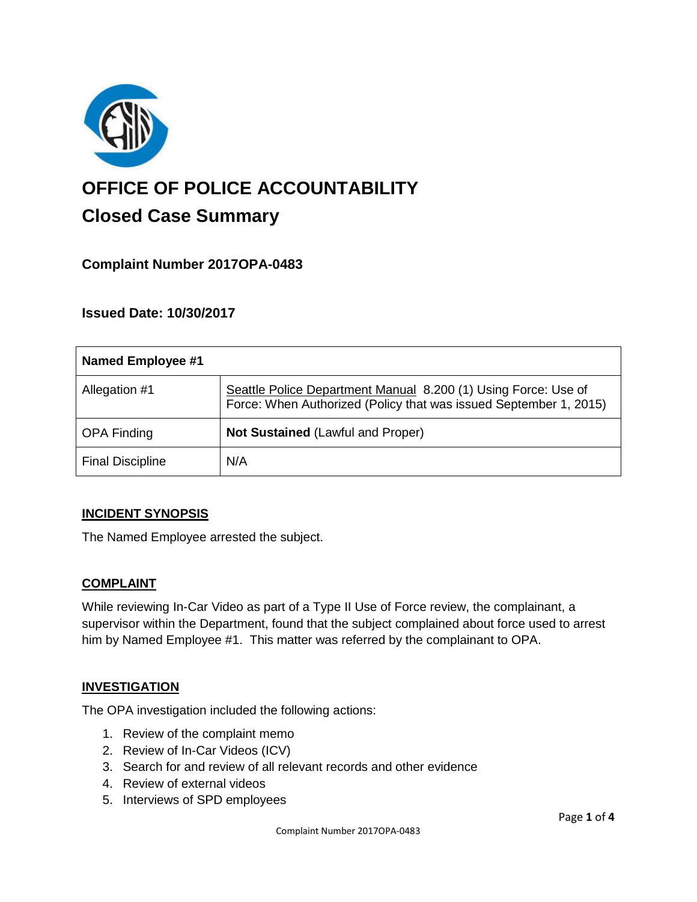# OFFICE OF POLICE ACCOUNTABILITY

## Closed Case Summary

### Complaint Number 2017OPA-0483

### Issued Date: 10/30/2017

| Named Employee #1 | |
|---|---|
| Allegation #1 | Seattle Police Department Manual 8.200 (1) Using Force: Use of Force: When Authorized (Policy that was issued September 1, 2015) |
| OPA Finding | **Not Sustained** (Lawful and Proper) |
| Final Discipline | N/A |

### INCIDENT SYNOPSIS

The Named Employee arrested the subject.

### COMPLAINT

While reviewing In-Car Video as part of a Type II Use of Force review, the complainant, a supervisor within the Department, found that the subject complained about force used to arrest him by Named Employee #1. This matter was referred by the complainant to OPA.

### INVESTIGATION

The OPA investigation included the following actions:

1. Review of the complaint memo
2. Review of In-Car Videos (ICV)
3. Search for and review of all relevant records and other evidence
4. Review of external videos
5. Interviews of SPD employees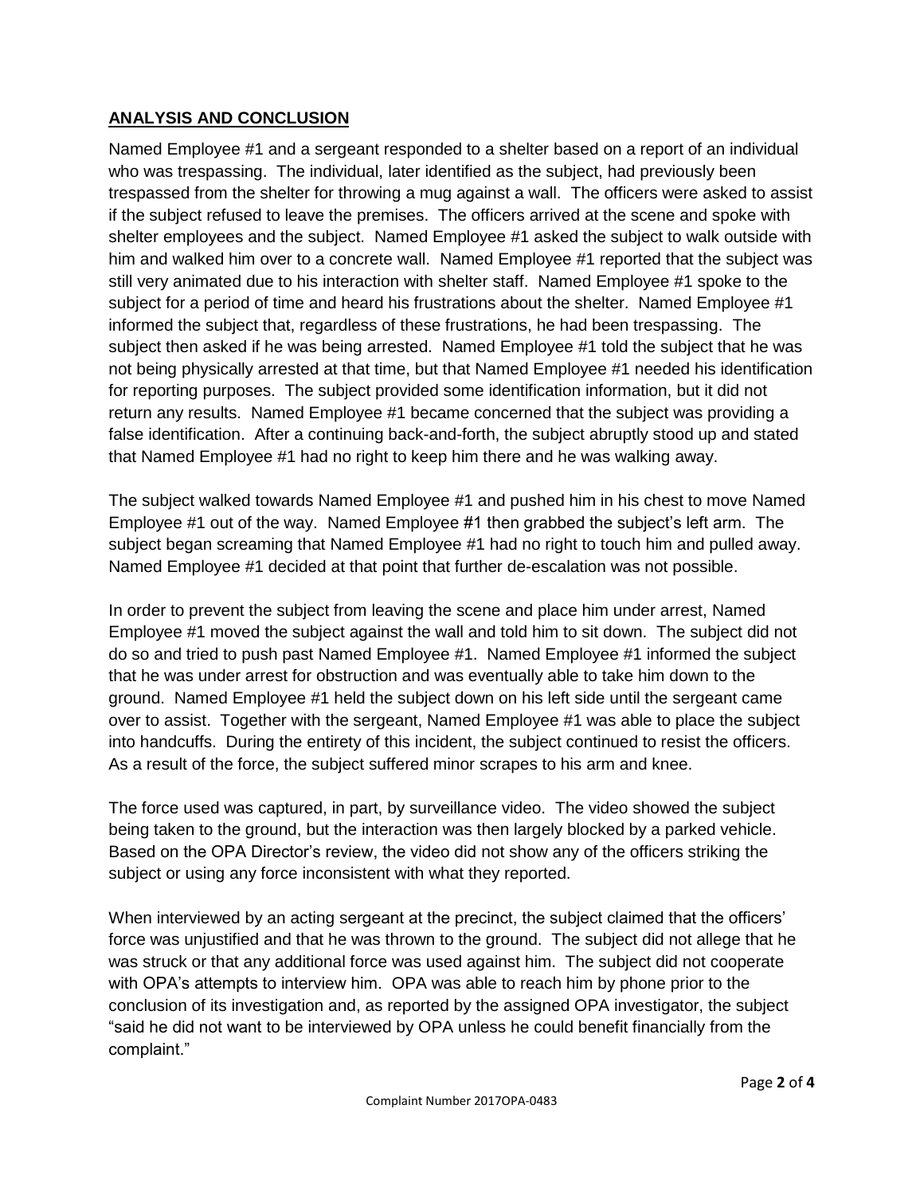## ANALYSIS AND CONCLUSION

Named Employee #1 and a sergeant responded to a shelter based on a report of an individual who was trespassing. The individual, later identified as the subject, had previously been trespassed from the shelter for throwing a mug against a wall. The officers were asked to assist if the subject refused to leave the premises. The officers arrived at the scene and spoke with shelter employees and the subject. Named Employee #1 asked the subject to walk outside with him and walked him over to a concrete wall. Named Employee #1 reported that the subject was still very animated due to his interaction with shelter staff. Named Employee #1 spoke to the subject for a period of time and heard his frustrations about the shelter. Named Employee #1 informed the subject that, regardless of these frustrations, he had been trespassing. The subject then asked if he was being arrested. Named Employee #1 told the subject that he was not being physically arrested at that time, but that Named Employee #1 needed his identification for reporting purposes. The subject provided some identification information, but it did not return any results. Named Employee #1 became concerned that the subject was providing a false identification. After a continuing back-and-forth, the subject abruptly stood up and stated that Named Employee #1 had no right to keep him there and he was walking away.

The subject walked towards Named Employee #1 and pushed him in his chest to move Named Employee #1 out of the way. Named Employee #1 then grabbed the subject's left arm. The subject began screaming that Named Employee #1 had no right to touch him and pulled away. Named Employee #1 decided at that point that further de-escalation was not possible.

In order to prevent the subject from leaving the scene and place him under arrest, Named Employee #1 moved the subject against the wall and told him to sit down. The subject did not do so and tried to push past Named Employee #1. Named Employee #1 informed the subject that he was under arrest for obstruction and was eventually able to take him down to the ground. Named Employee #1 held the subject down on his left side until the sergeant came over to assist. Together with the sergeant, Named Employee #1 was able to place the subject into handcuffs. During the entirety of this incident, the subject continued to resist the officers. As a result of the force, the subject suffered minor scrapes to his arm and knee.

The force used was captured, in part, by surveillance video. The video showed the subject being taken to the ground, but the interaction was then largely blocked by a parked vehicle. Based on the OPA Director's review, the video did not show any of the officers striking the subject or using any force inconsistent with what they reported.

When interviewed by an acting sergeant at the precinct, the subject claimed that the officers' force was unjustified and that he was thrown to the ground. The subject did not allege that he was struck or that any additional force was used against him. The subject did not cooperate with OPA's attempts to interview him. OPA was able to reach him by phone prior to the conclusion of its investigation and, as reported by the assigned OPA investigator, the subject "said he did not want to be interviewed by OPA unless he could benefit financially from the complaint."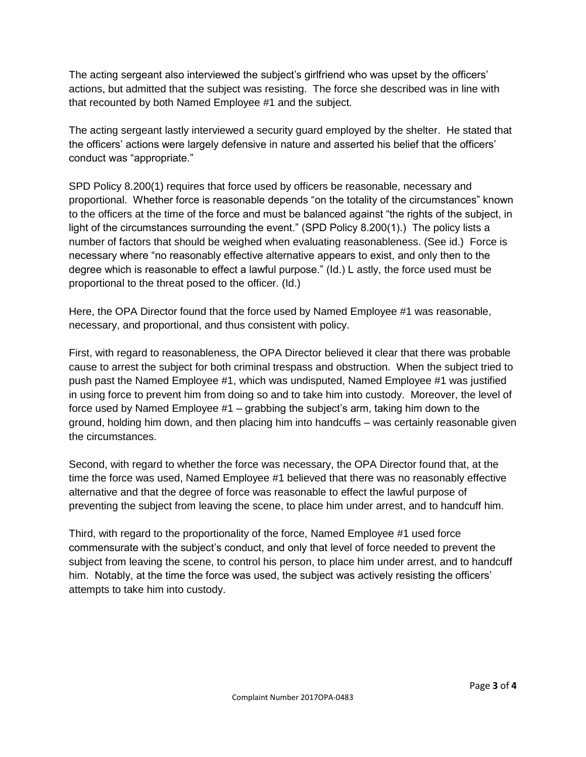The acting sergeant also interviewed the subject's girlfriend who was upset by the officers' actions, but admitted that the subject was resisting. The force she described was in line with that recounted by both Named Employee #1 and the subject.

The acting sergeant lastly interviewed a security guard employed by the shelter. He stated that the officers' actions were largely defensive in nature and asserted his belief that the officers' conduct was "appropriate."

SPD Policy 8.200(1) requires that force used by officers be reasonable, necessary and proportional. Whether force is reasonable depends "on the totality of the circumstances" known to the officers at the time of the force and must be balanced against "the rights of the subject, in light of the circumstances surrounding the event." (SPD Policy 8.200(1).) The policy lists a number of factors that should be weighed when evaluating reasonableness. (See id.) Force is necessary where "no reasonably effective alternative appears to exist, and only then to the degree which is reasonable to effect a lawful purpose." (Id.) L astly, the force used must be proportional to the threat posed to the officer. (Id.)

Here, the OPA Director found that the force used by Named Employee #1 was reasonable, necessary, and proportional, and thus consistent with policy.

First, with regard to reasonableness, the OPA Director believed it clear that there was probable cause to arrest the subject for both criminal trespass and obstruction. When the subject tried to push past the Named Employee #1, which was undisputed, Named Employee #1 was justified in using force to prevent him from doing so and to take him into custody. Moreover, the level of force used by Named Employee #1 – grabbing the subject's arm, taking him down to the ground, holding him down, and then placing him into handcuffs – was certainly reasonable given the circumstances.

Second, with regard to whether the force was necessary, the OPA Director found that, at the time the force was used, Named Employee #1 believed that there was no reasonably effective alternative and that the degree of force was reasonable to effect the lawful purpose of preventing the subject from leaving the scene, to place him under arrest, and to handcuff him.

Third, with regard to the proportionality of the force, Named Employee #1 used force commensurate with the subject's conduct, and only that level of force needed to prevent the subject from leaving the scene, to control his person, to place him under arrest, and to handcuff him. Notably, at the time the force was used, the subject was actively resisting the officers' attempts to take him into custody.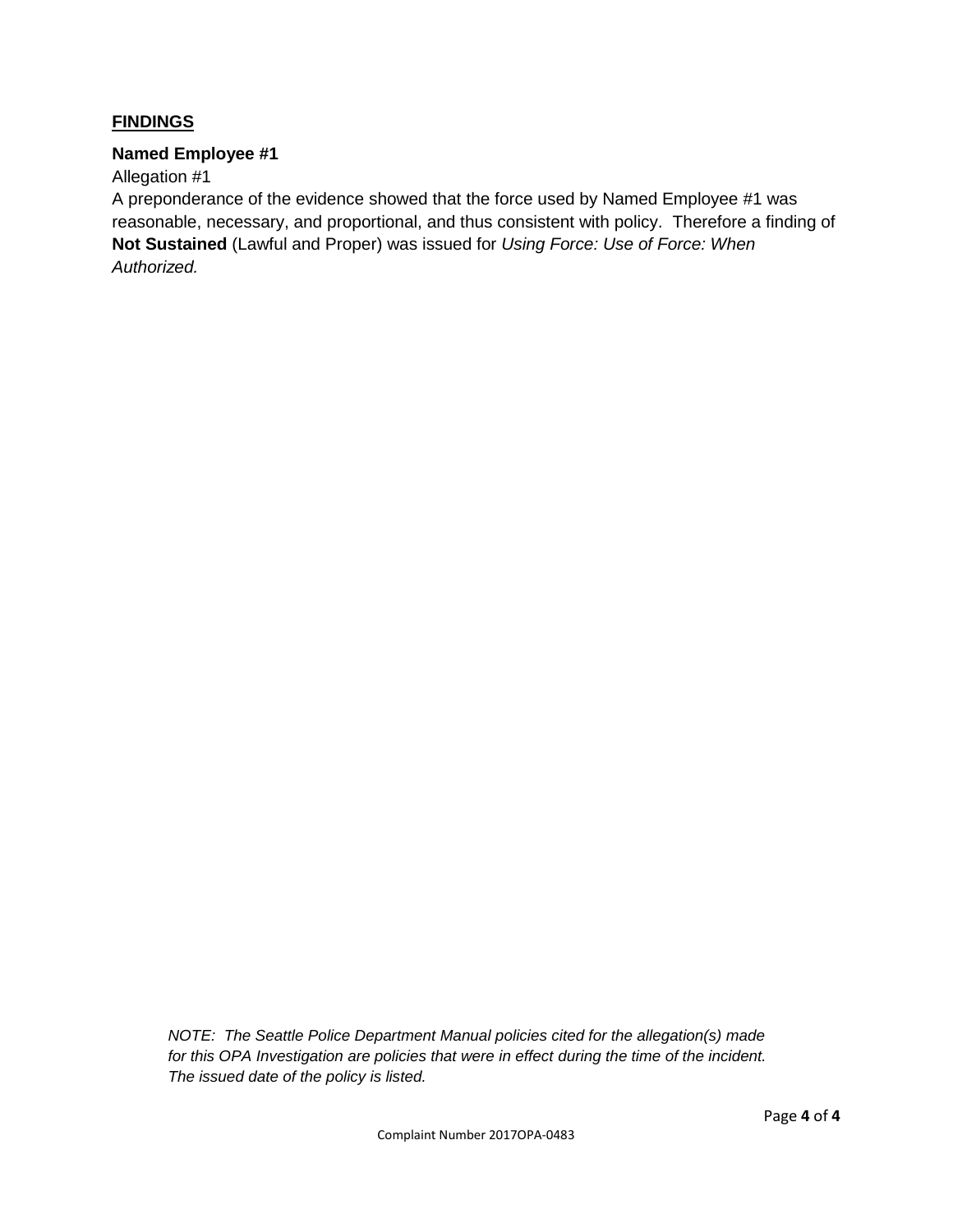## FINDINGS

**Named Employee #1**

Allegation #1

A preponderance of the evidence showed that the force used by Named Employee #1 was reasonable, necessary, and proportional, and thus consistent with policy. Therefore a finding of **Not Sustained** (Lawful and Proper) was issued for *Using Force: Use of Force: When Authorized.*

*NOTE: The Seattle Police Department Manual policies cited for the allegation(s) made for this OPA Investigation are policies that were in effect during the time of the incident. The issued date of the policy is listed.*